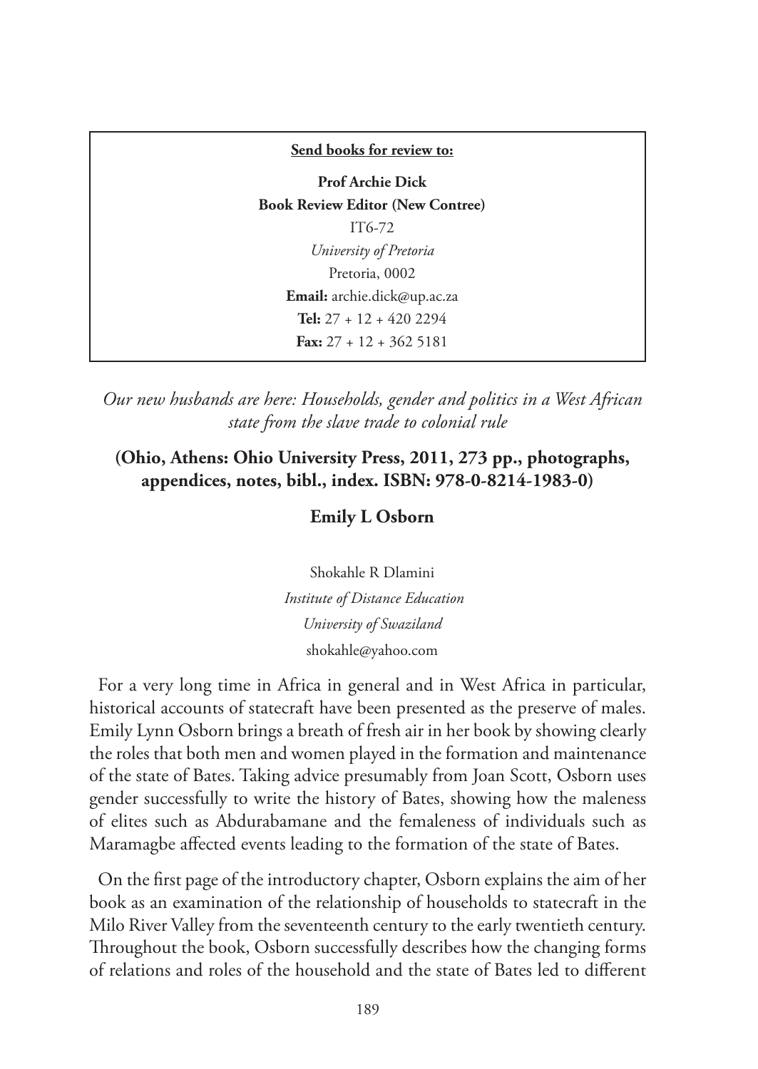**Send books for review to:**

**Prof Archie Dick**
**Book Review Editor (New Contree)**
IT6-72
*University of Pretoria*
Pretoria, 0002
**Email:** archie.dick@up.ac.za
**Tel:** 27 + 12 + 420 2294
**Fax:** 27 + 12 + 362 5181

*Our new husbands are here: Households, gender and politics in a West African state from the slave trade to colonial rule*

**(Ohio, Athens: Ohio University Press, 2011, 273 pp., photographs, appendices, notes, bibl., index. ISBN: 978-0-8214-1983-0)**

**Emily L Osborn**

Shokahle R Dlamini
*Institute of Distance Education*
*University of Swaziland*
shokahle@yahoo.com

For a very long time in Africa in general and in West Africa in particular, historical accounts of statecraft have been presented as the preserve of males. Emily Lynn Osborn brings a breath of fresh air in her book by showing clearly the roles that both men and women played in the formation and maintenance of the state of Bates. Taking advice presumably from Joan Scott, Osborn uses gender successfully to write the history of Bates, showing how the maleness of elites such as Abdurabamane and the femaleness of individuals such as Maramagbe affected events leading to the formation of the state of Bates.

On the first page of the introductory chapter, Osborn explains the aim of her book as an examination of the relationship of households to statecraft in the Milo River Valley from the seventeenth century to the early twentieth century. Throughout the book, Osborn successfully describes how the changing forms of relations and roles of the household and the state of Bates led to different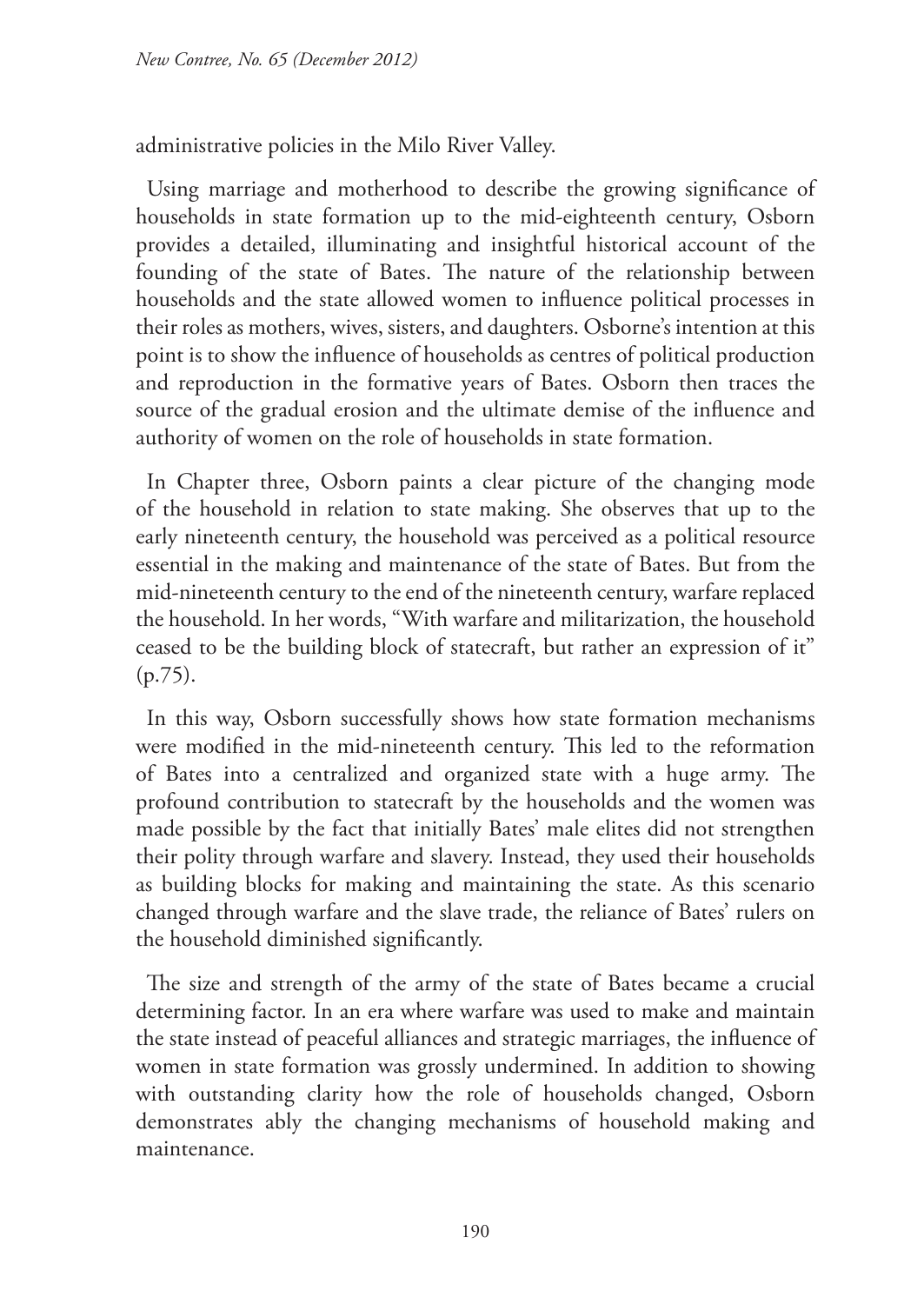administrative policies in the Milo River Valley.

Using marriage and motherhood to describe the growing significance of households in state formation up to the mid-eighteenth century, Osborn provides a detailed, illuminating and insightful historical account of the founding of the state of Bates. The nature of the relationship between households and the state allowed women to influence political processes in their roles as mothers, wives, sisters, and daughters. Osborne's intention at this point is to show the influence of households as centres of political production and reproduction in the formative years of Bates. Osborn then traces the source of the gradual erosion and the ultimate demise of the influence and authority of women on the role of households in state formation.

In Chapter three, Osborn paints a clear picture of the changing mode of the household in relation to state making. She observes that up to the early nineteenth century, the household was perceived as a political resource essential in the making and maintenance of the state of Bates. But from the mid-nineteenth century to the end of the nineteenth century, warfare replaced the household. In her words, "With warfare and militarization, the household ceased to be the building block of statecraft, but rather an expression of it" (p.75).

In this way, Osborn successfully shows how state formation mechanisms were modified in the mid-nineteenth century. This led to the reformation of Bates into a centralized and organized state with a huge army. The profound contribution to statecraft by the households and the women was made possible by the fact that initially Bates' male elites did not strengthen their polity through warfare and slavery. Instead, they used their households as building blocks for making and maintaining the state. As this scenario changed through warfare and the slave trade, the reliance of Bates' rulers on the household diminished significantly.

The size and strength of the army of the state of Bates became a crucial determining factor. In an era where warfare was used to make and maintain the state instead of peaceful alliances and strategic marriages, the influence of women in state formation was grossly undermined. In addition to showing with outstanding clarity how the role of households changed, Osborn demonstrates ably the changing mechanisms of household making and maintenance.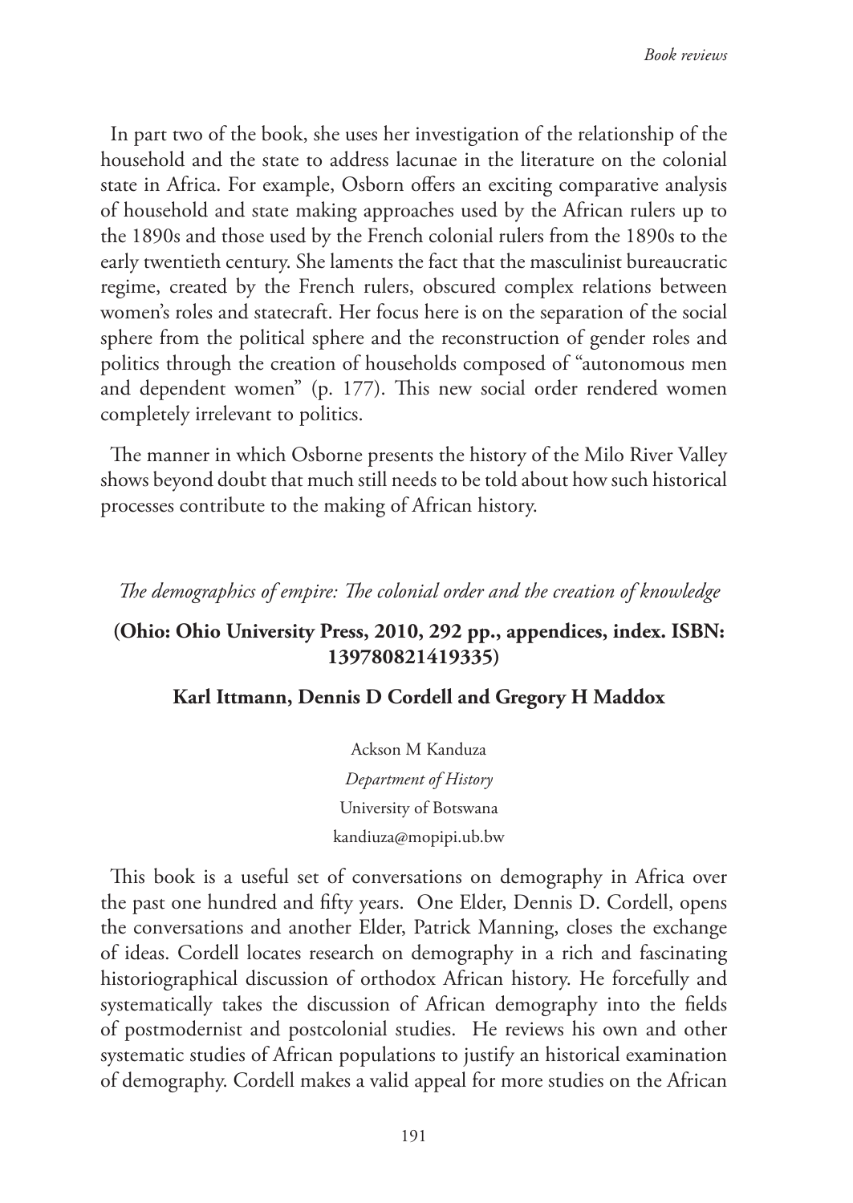In part two of the book, she uses her investigation of the relationship of the household and the state to address lacunae in the literature on the colonial state in Africa. For example, Osborn offers an exciting comparative analysis of household and state making approaches used by the African rulers up to the 1890s and those used by the French colonial rulers from the 1890s to the early twentieth century. She laments the fact that the masculinist bureaucratic regime, created by the French rulers, obscured complex relations between women's roles and statecraft. Her focus here is on the separation of the social sphere from the political sphere and the reconstruction of gender roles and politics through the creation of households composed of "autonomous men and dependent women" (p. 177). This new social order rendered women completely irrelevant to politics.

The manner in which Osborne presents the history of the Milo River Valley shows beyond doubt that much still needs to be told about how such historical processes contribute to the making of African history.

*The demographics of empire: The colonial order and the creation of knowledge*

**(Ohio: Ohio University Press, 2010, 292 pp., appendices, index. ISBN: 139780821419335)**

**Karl Ittmann, Dennis D Cordell and Gregory H Maddox**

Ackson M Kanduza
*Department of History*
University of Botswana
kandiuza@mopipi.ub.bw

This book is a useful set of conversations on demography in Africa over the past one hundred and fifty years. One Elder, Dennis D. Cordell, opens the conversations and another Elder, Patrick Manning, closes the exchange of ideas. Cordell locates research on demography in a rich and fascinating historiographical discussion of orthodox African history. He forcefully and systematically takes the discussion of African demography into the fields of postmodernist and postcolonial studies. He reviews his own and other systematic studies of African populations to justify an historical examination of demography. Cordell makes a valid appeal for more studies on the African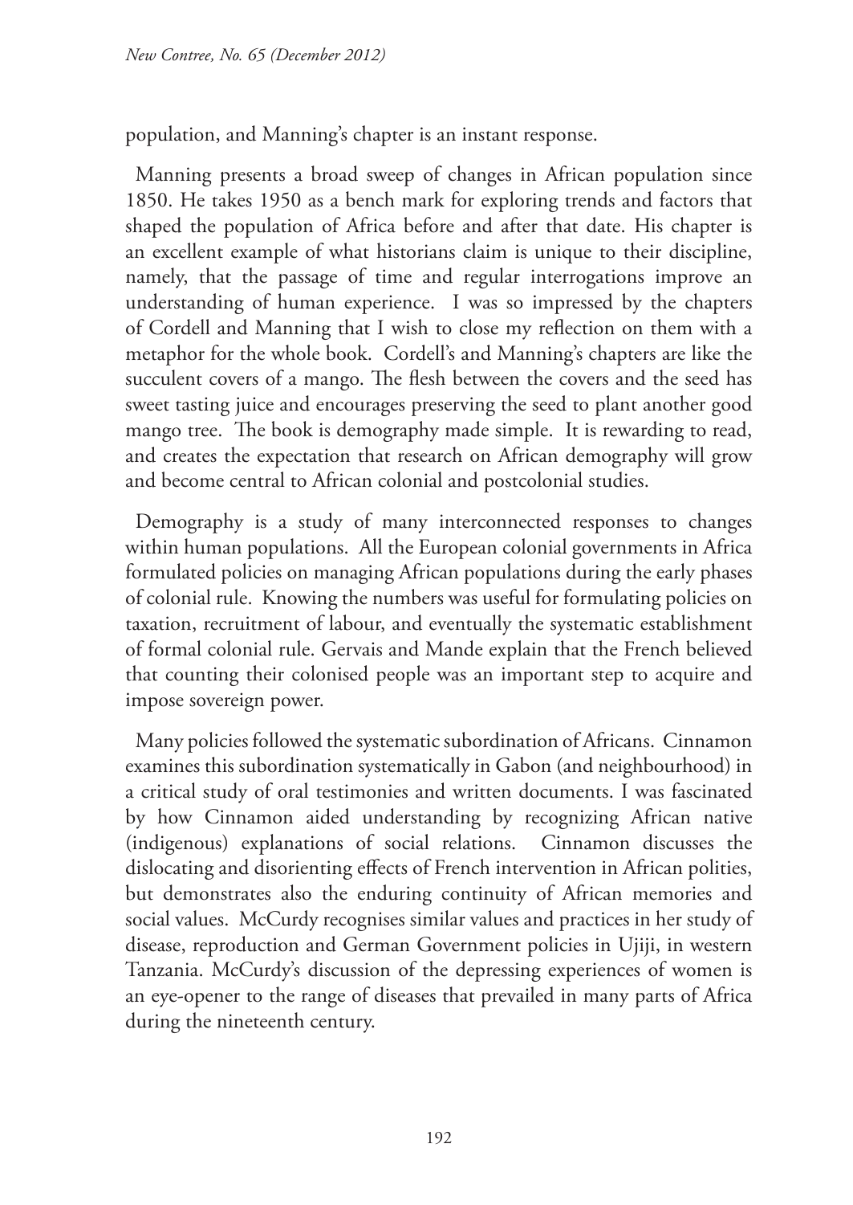population, and Manning's chapter is an instant response.

Manning presents a broad sweep of changes in African population since 1850. He takes 1950 as a bench mark for exploring trends and factors that shaped the population of Africa before and after that date. His chapter is an excellent example of what historians claim is unique to their discipline, namely, that the passage of time and regular interrogations improve an understanding of human experience. I was so impressed by the chapters of Cordell and Manning that I wish to close my reflection on them with a metaphor for the whole book. Cordell's and Manning's chapters are like the succulent covers of a mango. The flesh between the covers and the seed has sweet tasting juice and encourages preserving the seed to plant another good mango tree. The book is demography made simple. It is rewarding to read, and creates the expectation that research on African demography will grow and become central to African colonial and postcolonial studies.

Demography is a study of many interconnected responses to changes within human populations. All the European colonial governments in Africa formulated policies on managing African populations during the early phases of colonial rule. Knowing the numbers was useful for formulating policies on taxation, recruitment of labour, and eventually the systematic establishment of formal colonial rule. Gervais and Mande explain that the French believed that counting their colonised people was an important step to acquire and impose sovereign power.

Many policies followed the systematic subordination of Africans. Cinnamon examines this subordination systematically in Gabon (and neighbourhood) in a critical study of oral testimonies and written documents. I was fascinated by how Cinnamon aided understanding by recognizing African native (indigenous) explanations of social relations. Cinnamon discusses the dislocating and disorienting effects of French intervention in African polities, but demonstrates also the enduring continuity of African memories and social values. McCurdy recognises similar values and practices in her study of disease, reproduction and German Government policies in Ujiji, in western Tanzania. McCurdy's discussion of the depressing experiences of women is an eye-opener to the range of diseases that prevailed in many parts of Africa during the nineteenth century.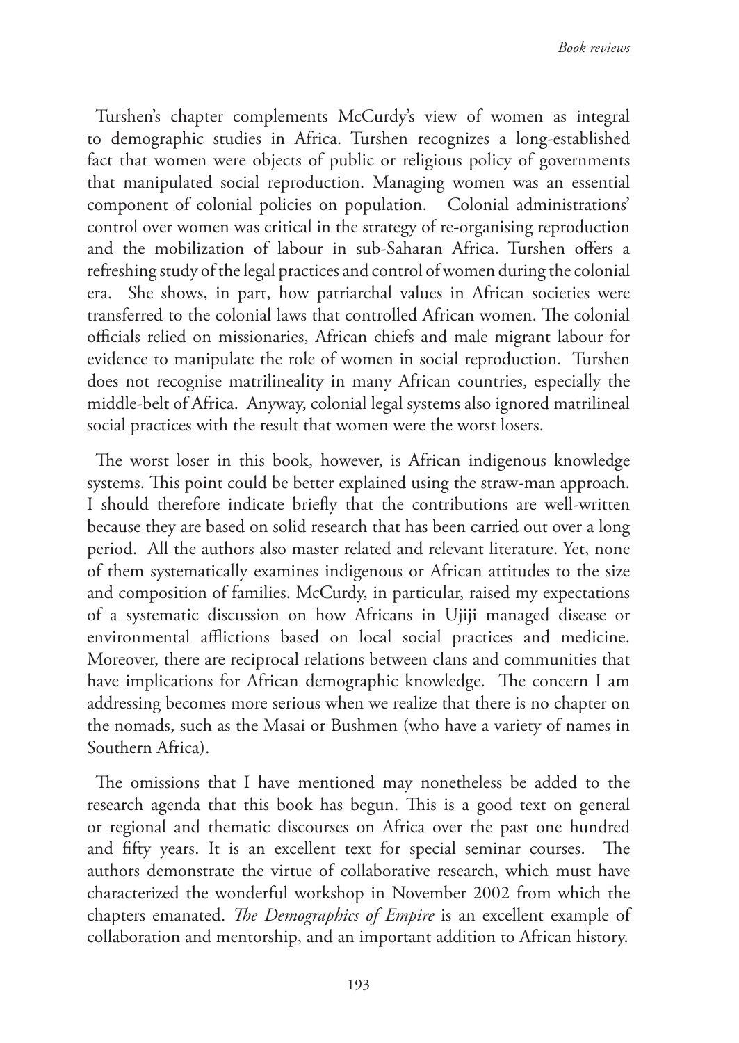Turshen's chapter complements McCurdy's view of women as integral to demographic studies in Africa. Turshen recognizes a long-established fact that women were objects of public or religious policy of governments that manipulated social reproduction. Managing women was an essential component of colonial policies on population. Colonial administrations' control over women was critical in the strategy of re-organising reproduction and the mobilization of labour in sub-Saharan Africa. Turshen offers a refreshing study of the legal practices and control of women during the colonial era. She shows, in part, how patriarchal values in African societies were transferred to the colonial laws that controlled African women. The colonial officials relied on missionaries, African chiefs and male migrant labour for evidence to manipulate the role of women in social reproduction. Turshen does not recognise matrilineality in many African countries, especially the middle-belt of Africa. Anyway, colonial legal systems also ignored matrilineal social practices with the result that women were the worst losers.

The worst loser in this book, however, is African indigenous knowledge systems. This point could be better explained using the straw-man approach. I should therefore indicate briefly that the contributions are well-written because they are based on solid research that has been carried out over a long period. All the authors also master related and relevant literature. Yet, none of them systematically examines indigenous or African attitudes to the size and composition of families. McCurdy, in particular, raised my expectations of a systematic discussion on how Africans in Ujiji managed disease or environmental afflictions based on local social practices and medicine. Moreover, there are reciprocal relations between clans and communities that have implications for African demographic knowledge. The concern I am addressing becomes more serious when we realize that there is no chapter on the nomads, such as the Masai or Bushmen (who have a variety of names in Southern Africa).

The omissions that I have mentioned may nonetheless be added to the research agenda that this book has begun. This is a good text on general or regional and thematic discourses on Africa over the past one hundred and fifty years. It is an excellent text for special seminar courses. The authors demonstrate the virtue of collaborative research, which must have characterized the wonderful workshop in November 2002 from which the chapters emanated. *The Demographics of Empire* is an excellent example of collaboration and mentorship, and an important addition to African history.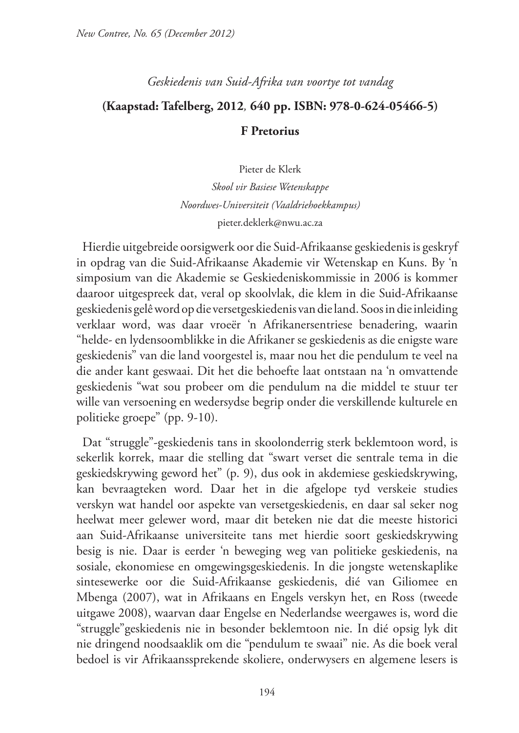*Geskiedenis van Suid-Afrika van voortye tot vandag*

**(Kaapstad: Tafelberg, 2012, 640 pp. ISBN: 978-0-624-05466-5)**

**F Pretorius**

Pieter de Klerk

*Skool vir Basiese Wetenskappe*

*Noordwes-Universiteit (Vaaldriehoekkampus)*

pieter.deklerk@nwu.ac.za

Hierdie uitgebreide oorsigwerk oor die Suid-Afrikaanse geskiedenis is geskryf in opdrag van die Suid-Afrikaanse Akademie vir Wetenskap en Kuns. By 'n simposium van die Akademie se Geskiedeniskommissie in 2006 is kommer daaroor uitgespreek dat, veral op skoolvlak, die klem in die Suid-Afrikaanse geskiedenis gelê word op die versetgeskiedenis van die land. Soos in die inleiding verklaar word, was daar vroeër 'n Afrikanersentriese benadering, waarin "helde- en lydensoomblikke in die Afrikaner se geskiedenis as die enigste ware geskiedenis" van die land voorgestel is, maar nou het die pendulum te veel na die ander kant geswaai. Dit het die behoefte laat ontstaan na 'n omvattende geskiedenis "wat sou probeer om die pendulum na die middel te stuur ter wille van versoening en wedersydse begrip onder die verskillende kulturele en politieke groepe" (pp. 9-10).

Dat "struggle"-geskiedenis tans in skoolonderrig sterk beklemtoon word, is sekerlik korrek, maar die stelling dat "swart verset die sentrale tema in die geskiedskrywing geword het" (p. 9), dus ook in akdemiese geskiedskrywing, kan bevraagteken word. Daar het in die afgelope tyd verskeie studies verskyn wat handel oor aspekte van versetgeskiedenis, en daar sal seker nog heelwat meer gelewer word, maar dit beteken nie dat die meeste historici aan Suid-Afrikaanse universiteite tans met hierdie soort geskiedskrywing besig is nie. Daar is eerder 'n beweging weg van politieke geskiedenis, na sosiale, ekonomiese en omgewingsgeskiedenis. In die jongste wetenskaplike sintesewerke oor die Suid-Afrikaanse geskiedenis, dié van Giliomee en Mbenga (2007), wat in Afrikaans en Engels verskyn het, en Ross (tweede uitgawe 2008), waarvan daar Engelse en Nederlandse weergawes is, word die "struggle"geskiedenis nie in besonder beklemtoon nie. In dié opsig lyk dit nie dringend noodsaaklik om die "pendulum te swaai" nie. As die boek veral bedoel is vir Afrikaanssprekende skoliere, onderwysers en algemene lesers is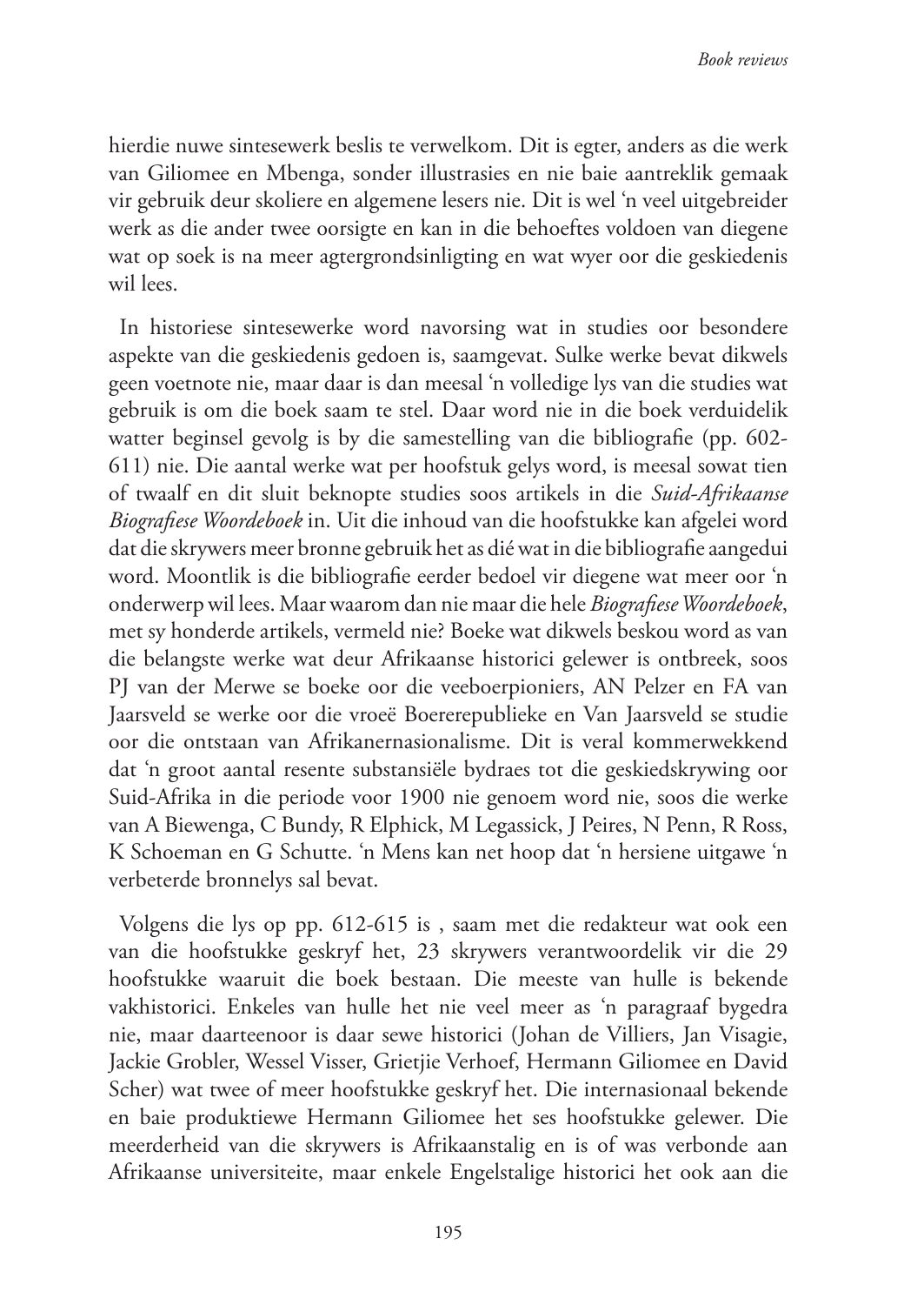hierdie nuwe sintesewerk beslis te verwelkom. Dit is egter, anders as die werk van Giliomee en Mbenga, sonder illustrasies en nie baie aantreklik gemaak vir gebruik deur skoliere en algemene lesers nie. Dit is wel 'n veel uitgebreider werk as die ander twee oorsigte en kan in die behoeftes voldoen van diegene wat op soek is na meer agtergrondsinligting en wat wyer oor die geskiedenis wil lees.

In historiese sintesewerke word navorsing wat in studies oor besondere aspekte van die geskiedenis gedoen is, saamgevat. Sulke werke bevat dikwels geen voetnote nie, maar daar is dan meesal 'n volledige lys van die studies wat gebruik is om die boek saam te stel. Daar word nie in die boek verduidelik watter beginsel gevolg is by die samestelling van die bibliografie (pp. 602-611) nie. Die aantal werke wat per hoofstuk gelys word, is meesal sowat tien of twaalf en dit sluit beknopte studies soos artikels in die *Suid-Afrikaanse Biografiese Woordeboek* in. Uit die inhoud van die hoofstukke kan afgelei word dat die skrywers meer bronne gebruik het as dié wat in die bibliografie aangedui word. Moontlik is die bibliografie eerder bedoel vir diegene wat meer oor 'n onderwerp wil lees. Maar waarom dan nie maar die hele *Biografiese Woordeboek*, met sy honderde artikels, vermeld nie? Boeke wat dikwels beskou word as van die belangste werke wat deur Afrikaanse historici gelewer is ontbreek, soos PJ van der Merwe se boeke oor die veeboerpioniers, AN Pelzer en FA van Jaarsveld se werke oor die vroeë Boererepublieke en Van Jaarsveld se studie oor die ontstaan van Afrikanernasionalisme. Dit is veral kommerwekkend dat 'n groot aantal resente substansiële bydraes tot die geskiedskrywing oor Suid-Afrika in die periode voor 1900 nie genoem word nie, soos die werke van A Biewenga, C Bundy, R Elphick, M Legassick, J Peires, N Penn, R Ross, K Schoeman en G Schutte. 'n Mens kan net hoop dat 'n hersiene uitgawe 'n verbeterde bronnelys sal bevat.

Volgens die lys op pp. 612-615 is , saam met die redakteur wat ook een van die hoofstukke geskryf het, 23 skrywers verantwoordelik vir die 29 hoofstukke waaruit die boek bestaan. Die meeste van hulle is bekende vakhistorici. Enkeles van hulle het nie veel meer as 'n paragraaf bygedra nie, maar daarteenoor is daar sewe historici (Johan de Villiers, Jan Visagie, Jackie Grobler, Wessel Visser, Grietjie Verhoef, Hermann Giliomee en David Scher) wat twee of meer hoofstukke geskryf het. Die internasionaal bekende en baie produktiewe Hermann Giliomee het ses hoofstukke gelewer. Die meerderheid van die skrywers is Afrikaanstalig en is of was verbonde aan Afrikaanse universiteite, maar enkele Engelstalige historici het ook aan die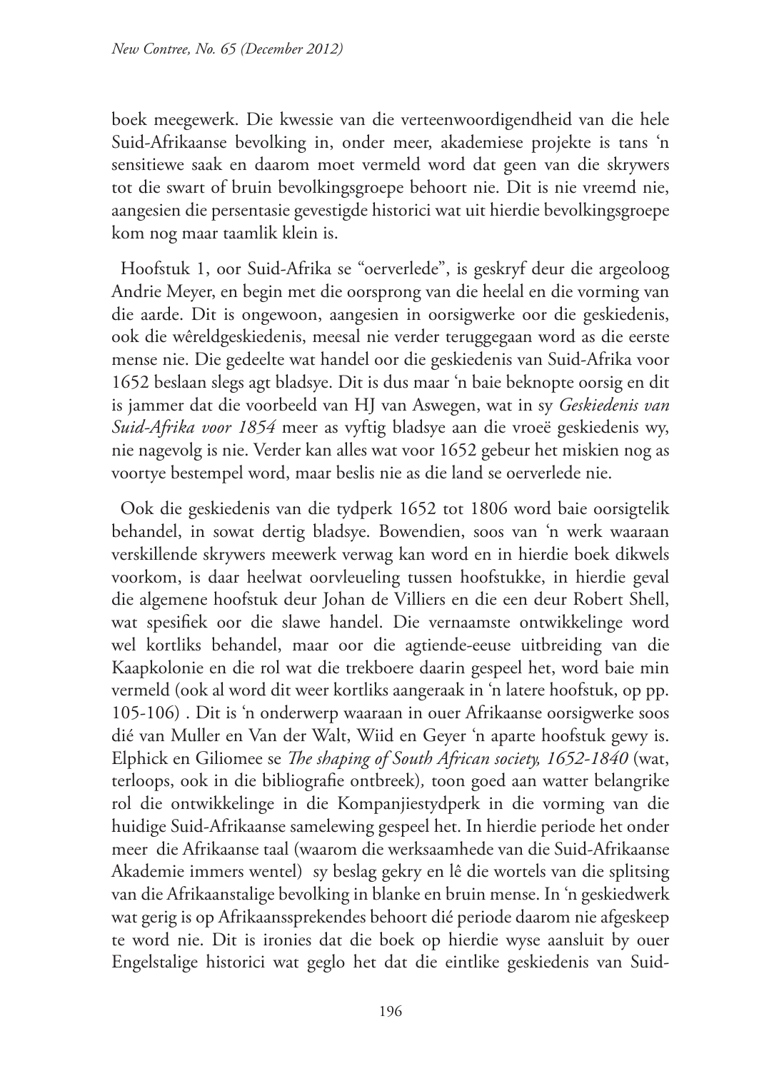boek meegewerk. Die kwessie van die verteenwoordigendheid van die hele Suid-Afrikaanse bevolking in, onder meer, akademiese projekte is tans 'n sensitiewe saak en daarom moet vermeld word dat geen van die skrywers tot die swart of bruin bevolkingsgroepe behoort nie. Dit is nie vreemd nie, aangesien die persentasie gevestigde historici wat uit hierdie bevolkingsgroepe kom nog maar taamlik klein is.

Hoofstuk 1, oor Suid-Afrika se "oerverlede", is geskryf deur die argeoloog Andrie Meyer, en begin met die oorsprong van die heelal en die vorming van die aarde. Dit is ongewoon, aangesien in oorsigwerke oor die geskiedenis, ook die wêreldgeskiedenis, meesal nie verder teruggegaan word as die eerste mense nie. Die gedeelte wat handel oor die geskiedenis van Suid-Afrika voor 1652 beslaan slegs agt bladsye. Dit is dus maar 'n baie beknopte oorsig en dit is jammer dat die voorbeeld van HJ van Aswegen, wat in sy *Geskiedenis van Suid-Afrika voor 1854* meer as vyftig bladsye aan die vroeë geskiedenis wy, nie nagevolg is nie. Verder kan alles wat voor 1652 gebeur het miskien nog as voortye bestempel word, maar beslis nie as die land se oerverlede nie.

Ook die geskiedenis van die tydperk 1652 tot 1806 word baie oorsigtelik behandel, in sowat dertig bladsye. Bowendien, soos van 'n werk waaraan verskillende skrywers meewerk verwag kan word en in hierdie boek dikwels voorkom, is daar heelwat oorvleueling tussen hoofstukke, in hierdie geval die algemene hoofstuk deur Johan de Villiers en die een deur Robert Shell, wat spesifiek oor die slawe handel. Die vernaamste ontwikkelinge word wel kortliks behandel, maar oor die agtiende-eeuse uitbreiding van die Kaapkolonie en die rol wat die trekboere daarin gespeel het, word baie min vermeld (ook al word dit weer kortliks aangeraak in 'n latere hoofstuk, op pp. 105-106) . Dit is 'n onderwerp waaraan in ouer Afrikaanse oorsigwerke soos dié van Muller en Van der Walt, Wiid en Geyer 'n aparte hoofstuk gewy is. Elphick en Giliomee se *The shaping of South African society, 1652-1840* (wat, terloops, ook in die bibliografie ontbreek), toon goed aan watter belangrike rol die ontwikkelinge in die Kompanjiestydperk in die vorming van die huidige Suid-Afrikaanse samelewing gespeel het. In hierdie periode het onder meer die Afrikaanse taal (waarom die werksaamhede van die Suid-Afrikaanse Akademie immers wentel) sy beslag gekry en lê die wortels van die splitsing van die Afrikaanstalige bevolking in blanke en bruin mense. In 'n geskiedwerk wat gerig is op Afrikaanssprekendes behoort dié periode daarom nie afgeskeep te word nie. Dit is ironies dat die boek op hierdie wyse aansluit by ouer Engelstalige historici wat geglo het dat die eintlike geskiedenis van Suid-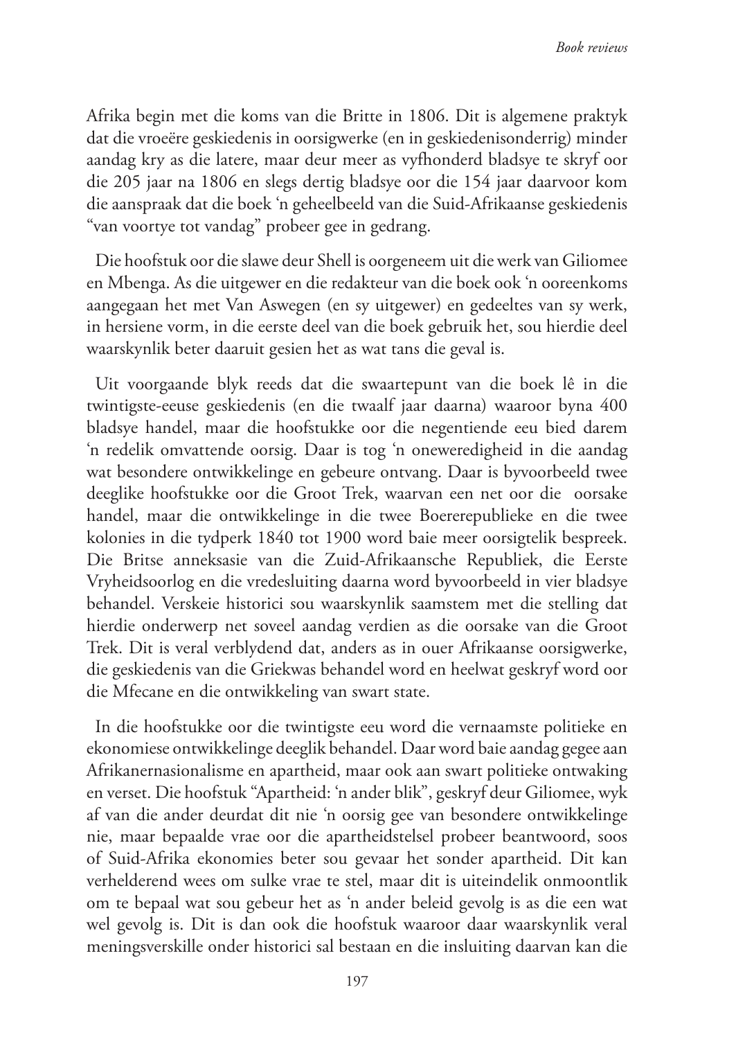Afrika begin met die koms van die Britte in 1806. Dit is algemene praktyk dat die vroeëre geskiedenis in oorsigwerke (en in geskiedenisonderrig) minder aandag kry as die latere, maar deur meer as vyfhonderd bladsye te skryf oor die 205 jaar na 1806 en slegs dertig bladsye oor die 154 jaar daarvoor kom die aanspraak dat die boek 'n geheelbeeld van die Suid-Afrikaanse geskiedenis "van voortye tot vandag" probeer gee in gedrang.

Die hoofstuk oor die slawe deur Shell is oorgeneem uit die werk van Giliomee en Mbenga. As die uitgewer en die redakteur van die boek ook 'n ooreenkoms aangegaan het met Van Aswegen (en sy uitgewer) en gedeeltes van sy werk, in hersiene vorm, in die eerste deel van die boek gebruik het, sou hierdie deel waarskynlik beter daaruit gesien het as wat tans die geval is.

Uit voorgaande blyk reeds dat die swaartepunt van die boek lê in die twintigste-eeuse geskiedenis (en die twaalf jaar daarna) waaroor byna 400 bladsye handel, maar die hoofstukke oor die negentiende eeu bied darem 'n redelik omvattende oorsig. Daar is tog 'n oneweredigheid in die aandag wat besondere ontwikkelinge en gebeure ontvang. Daar is byvoorbeeld twee deeglike hoofstukke oor die Groot Trek, waarvan een net oor die oorsake handel, maar die ontwikkelinge in die twee Boererepublieke en die twee kolonies in die tydperk 1840 tot 1900 word baie meer oorsigtelik bespreek. Die Britse anneksasie van die Zuid-Afrikaansche Republiek, die Eerste Vryheidsoorlog en die vredesluiting daarna word byvoorbeeld in vier bladsye behandel. Verskeie historici sou waarskynlik saamstem met die stelling dat hierdie onderwerp net soveel aandag verdien as die oorsake van die Groot Trek. Dit is veral verblydend dat, anders as in ouer Afrikaanse oorsigwerke, die geskiedenis van die Griekwas behandel word en heelwat geskryf word oor die Mfecane en die ontwikkeling van swart state.

In die hoofstukke oor die twintigste eeu word die vernaamste politieke en ekonomiese ontwikkelinge deeglik behandel. Daar word baie aandag gegee aan Afrikanernasionalisme en apartheid, maar ook aan swart politieke ontwaking en verset. Die hoofstuk "Apartheid: 'n ander blik", geskryf deur Giliomee, wyk af van die ander deurdat dit nie 'n oorsig gee van besondere ontwikkelinge nie, maar bepaalde vrae oor die apartheidstelsel probeer beantwoord, soos of Suid-Afrika ekonomies beter sou gevaar het sonder apartheid. Dit kan verhelderend wees om sulke vrae te stel, maar dit is uiteindelik onmoontlik om te bepaal wat sou gebeur het as 'n ander beleid gevolg is as die een wat wel gevolg is. Dit is dan ook die hoofstuk waaroor daar waarskynlik veral meningsverskille onder historici sal bestaan en die insluiting daarvan kan die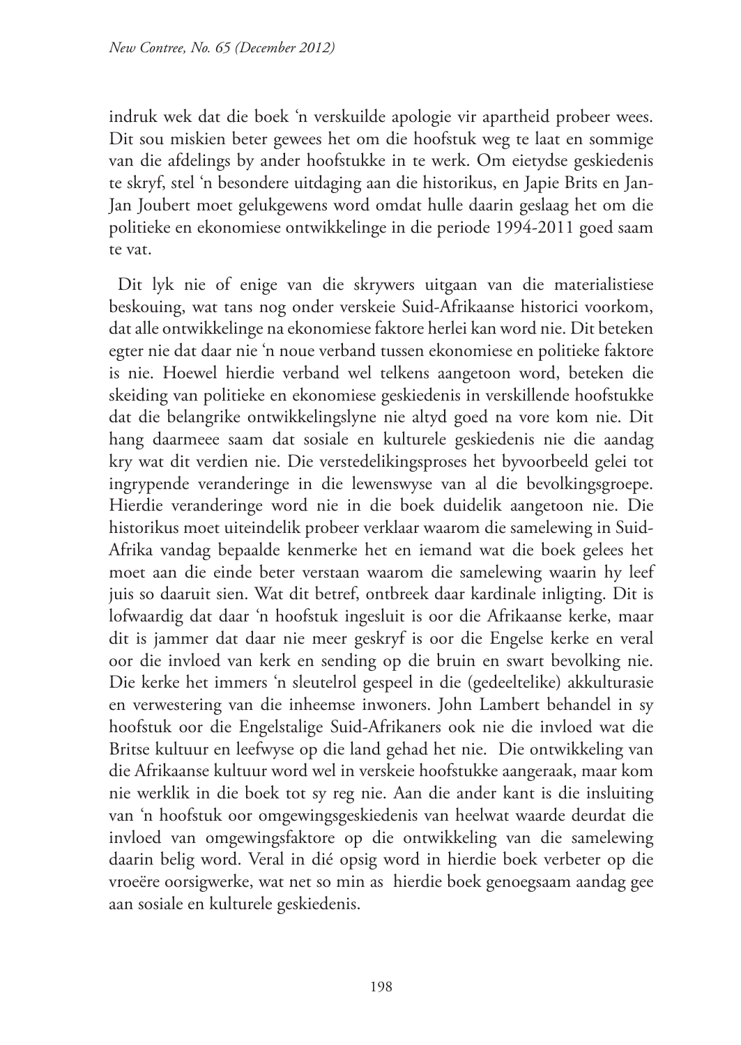indruk wek dat die boek 'n verskuilde apologie vir apartheid probeer wees. Dit sou miskien beter gewees het om die hoofstuk weg te laat en sommige van die afdelings by ander hoofstukke in te werk. Om eietydse geskiedenis te skryf, stel 'n besondere uitdaging aan die historikus, en Japie Brits en Jan-Jan Joubert moet gelukgewens word omdat hulle daarin geslaag het om die politieke en ekonomiese ontwikkelinge in die periode 1994-2011 goed saam te vat.

Dit lyk nie of enige van die skrywers uitgaan van die materialistiese beskouing, wat tans nog onder verskeie Suid-Afrikaanse historici voorkom, dat alle ontwikkelinge na ekonomiese faktore herlei kan word nie. Dit beteken egter nie dat daar nie 'n noue verband tussen ekonomiese en politieke faktore is nie. Hoewel hierdie verband wel telkens aangetoon word, beteken die skeiding van politieke en ekonomiese geskiedenis in verskillende hoofstukke dat die belangrike ontwikkelingslyne nie altyd goed na vore kom nie. Dit hang daarmeee saam dat sosiale en kulturele geskiedenis nie die aandag kry wat dit verdien nie. Die verstedelikingsproses het byvoorbeeld gelei tot ingrypende veranderinge in die lewenswyse van al die bevolkingsgroepe. Hierdie veranderinge word nie in die boek duidelik aangetoon nie. Die historikus moet uiteindelik probeer verklaar waarom die samelewing in Suid-Afrika vandag bepaalde kenmerke het en iemand wat die boek gelees het moet aan die einde beter verstaan waarom die samelewing waarin hy leef juis so daaruit sien. Wat dit betref, ontbreek daar kardinale inligting. Dit is lofwaardig dat daar 'n hoofstuk ingesluit is oor die Afrikaanse kerke, maar dit is jammer dat daar nie meer geskryf is oor die Engelse kerke en veral oor die invloed van kerk en sending op die bruin en swart bevolking nie. Die kerke het immers 'n sleutelrol gespeel in die (gedeeltelike) akkulturasie en verwestering van die inheemse inwoners. John Lambert behandel in sy hoofstuk oor die Engelstalige Suid-Afrikaners ook nie die invloed wat die Britse kultuur en leefwyse op die land gehad het nie. Die ontwikkeling van die Afrikaanse kultuur word wel in verskeie hoofstukke aangeraak, maar kom nie werklik in die boek tot sy reg nie. Aan die ander kant is die insluiting van 'n hoofstuk oor omgewingsgeskiedenis van heelwat waarde deurdat die invloed van omgewingsfaktore op die ontwikkeling van die samelewing daarin belig word. Veral in dié opsig word in hierdie boek verbeter op die vroeëre oorsigwerke, wat net so min as hierdie boek genoegsaam aandag gee aan sosiale en kulturele geskiedenis.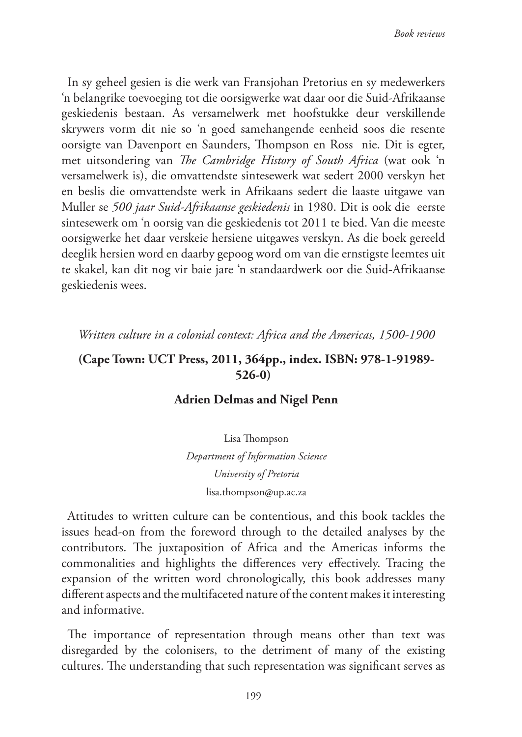In sy geheel gesien is die werk van Fransjohan Pretorius en sy medewerkers 'n belangrike toevoeging tot die oorsigwerke wat daar oor die Suid-Afrikaanse geskiedenis bestaan. As versamelwerk met hoofstukke deur verskillende skrywers vorm dit nie so 'n goed samehangende eenheid soos die resente oorsigte van Davenport en Saunders, Thompson en Ross  nie. Dit is egter, met uitsondering van *The Cambridge History of South Africa* (wat ook 'n versamelwerk is), die omvattendste sintesewerk wat sedert 2000 verskyn het en beslis die omvattendste werk in Afrikaans sedert die laaste uitgawe van Muller se *500 jaar Suid-Afrikaanse geskiedenis* in 1980. Dit is ook die  eerste sintesewerk om 'n oorsig van die geskiedenis tot 2011 te bied. Van die meeste oorsigwerke het daar verskeie hersiene uitgawes verskyn. As die boek gereeld deeglik hersien word en daarby gepoog word om van die ernstigste leemtes uit te skakel, kan dit nog vir baie jare 'n standaardwerk oor die Suid-Afrikaanse geskiedenis wees.

*Written culture in a colonial context: Africa and the Americas, 1500-1900*

**(Cape Town: UCT Press, 2011, 364pp., index. ISBN: 978-1-91989-526-0)**

**Adrien Delmas and Nigel Penn**

Lisa Thompson
*Department of Information Science*
*University of Pretoria*
lisa.thompson@up.ac.za

Attitudes to written culture can be contentious, and this book tackles the issues head-on from the foreword through to the detailed analyses by the contributors. The juxtaposition of Africa and the Americas informs the commonalities and highlights the differences very effectively. Tracing the expansion of the written word chronologically, this book addresses many different aspects and the multifaceted nature of the content makes it interesting and informative.

The importance of representation through means other than text was disregarded by the colonisers, to the detriment of many of the existing cultures. The understanding that such representation was significant serves as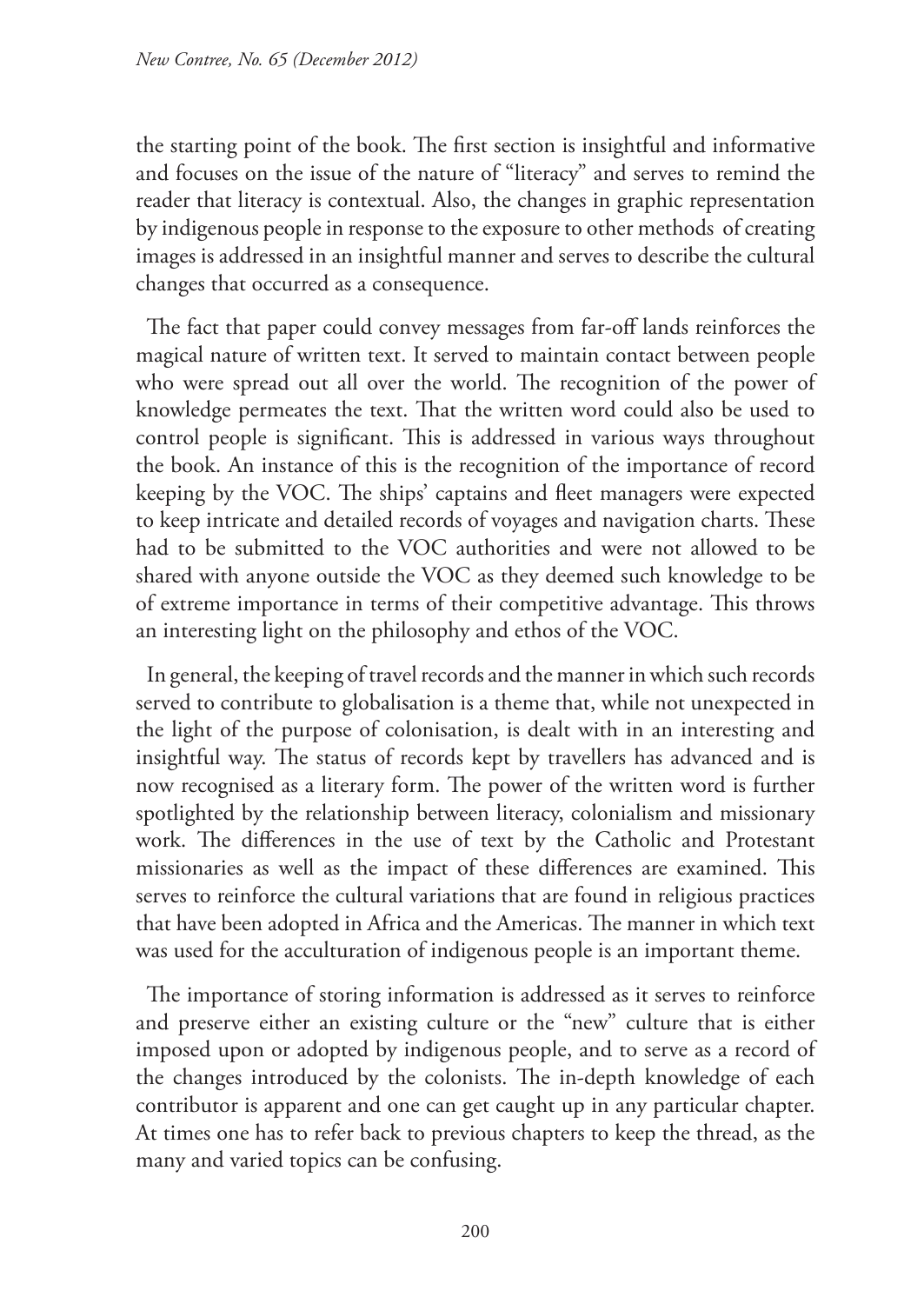the starting point of the book. The first section is insightful and informative and focuses on the issue of the nature of "literacy" and serves to remind the reader that literacy is contextual. Also, the changes in graphic representation by indigenous people in response to the exposure to other methods of creating images is addressed in an insightful manner and serves to describe the cultural changes that occurred as a consequence.

The fact that paper could convey messages from far-off lands reinforces the magical nature of written text. It served to maintain contact between people who were spread out all over the world. The recognition of the power of knowledge permeates the text. That the written word could also be used to control people is significant. This is addressed in various ways throughout the book. An instance of this is the recognition of the importance of record keeping by the VOC. The ships' captains and fleet managers were expected to keep intricate and detailed records of voyages and navigation charts. These had to be submitted to the VOC authorities and were not allowed to be shared with anyone outside the VOC as they deemed such knowledge to be of extreme importance in terms of their competitive advantage. This throws an interesting light on the philosophy and ethos of the VOC.

In general, the keeping of travel records and the manner in which such records served to contribute to globalisation is a theme that, while not unexpected in the light of the purpose of colonisation, is dealt with in an interesting and insightful way. The status of records kept by travellers has advanced and is now recognised as a literary form. The power of the written word is further spotlighted by the relationship between literacy, colonialism and missionary work. The differences in the use of text by the Catholic and Protestant missionaries as well as the impact of these differences are examined. This serves to reinforce the cultural variations that are found in religious practices that have been adopted in Africa and the Americas. The manner in which text was used for the acculturation of indigenous people is an important theme.

The importance of storing information is addressed as it serves to reinforce and preserve either an existing culture or the "new" culture that is either imposed upon or adopted by indigenous people, and to serve as a record of the changes introduced by the colonists. The in-depth knowledge of each contributor is apparent and one can get caught up in any particular chapter. At times one has to refer back to previous chapters to keep the thread, as the many and varied topics can be confusing.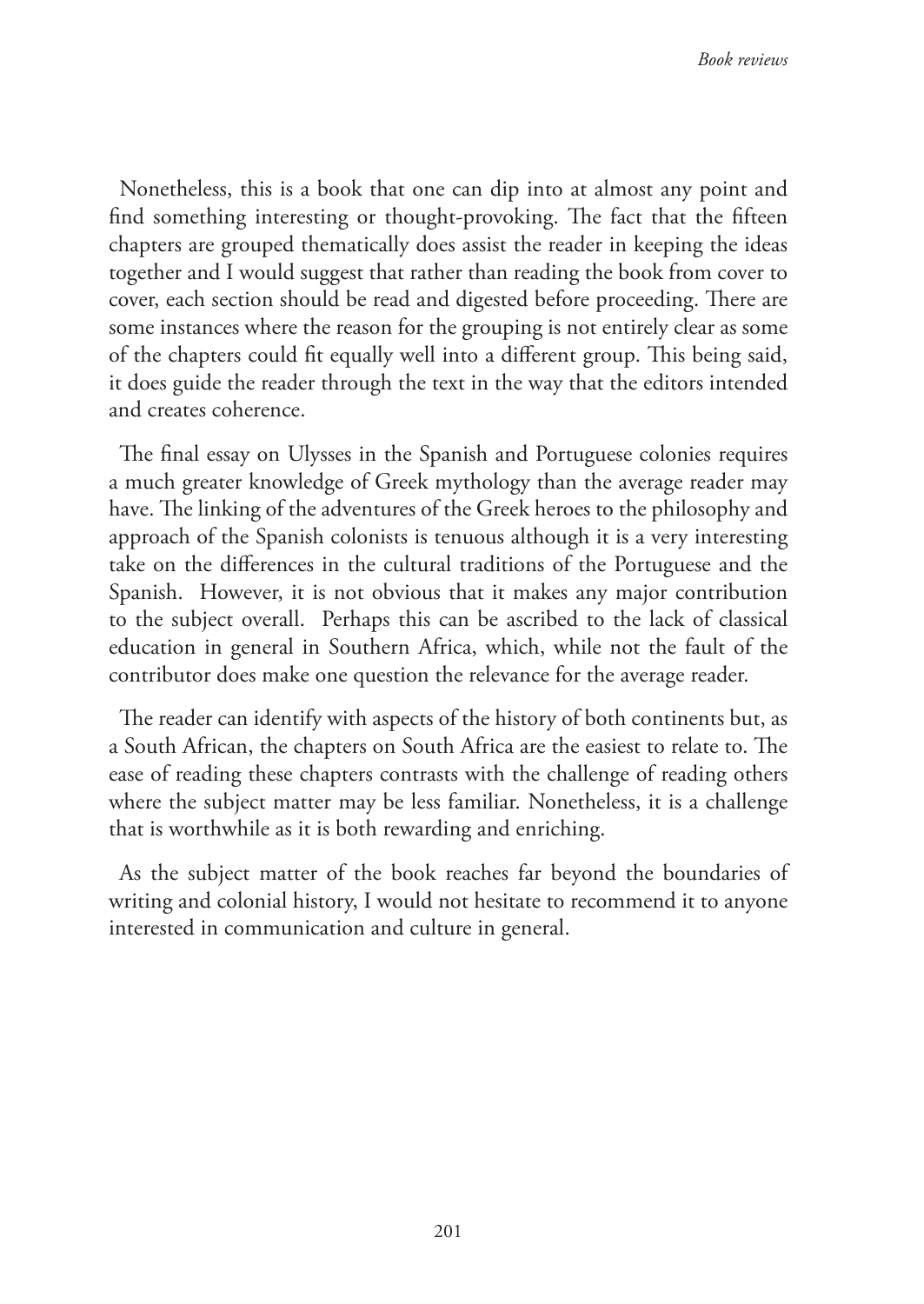Nonetheless, this is a book that one can dip into at almost any point and find something interesting or thought-provoking. The fact that the fifteen chapters are grouped thematically does assist the reader in keeping the ideas together and I would suggest that rather than reading the book from cover to cover, each section should be read and digested before proceeding. There are some instances where the reason for the grouping is not entirely clear as some of the chapters could fit equally well into a different group. This being said, it does guide the reader through the text in the way that the editors intended and creates coherence.

The final essay on Ulysses in the Spanish and Portuguese colonies requires a much greater knowledge of Greek mythology than the average reader may have. The linking of the adventures of the Greek heroes to the philosophy and approach of the Spanish colonists is tenuous although it is a very interesting take on the differences in the cultural traditions of the Portuguese and the Spanish. However, it is not obvious that it makes any major contribution to the subject overall. Perhaps this can be ascribed to the lack of classical education in general in Southern Africa, which, while not the fault of the contributor does make one question the relevance for the average reader.

The reader can identify with aspects of the history of both continents but, as a South African, the chapters on South Africa are the easiest to relate to. The ease of reading these chapters contrasts with the challenge of reading others where the subject matter may be less familiar. Nonetheless, it is a challenge that is worthwhile as it is both rewarding and enriching.

As the subject matter of the book reaches far beyond the boundaries of writing and colonial history, I would not hesitate to recommend it to anyone interested in communication and culture in general.